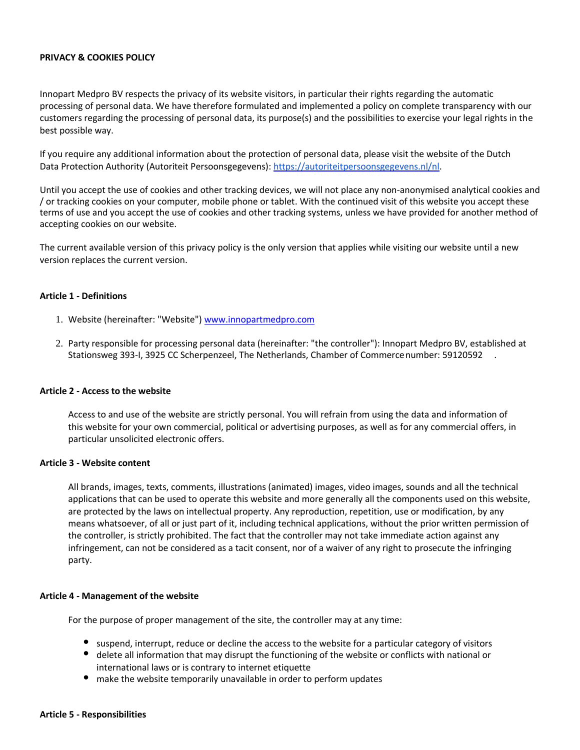**PRIVACY & COOKIES POLICY**

Innopart Medpro BV respects the privacy of its website visitors, in particular their rights regarding the automatic processing of personal data. We have therefore formulated and implemented a policy on complete transparency with our customers regarding the processing of personal data, its purpose(s) and the possibilities to exercise your legal rights in the best possible way.

If you require any additional information about the protection of personal data, please visit the website of the Dutch Data Protection Authority (Autoriteit Persoonsgegevens): [https://autoriteitpersoonsgegevens.nl/nl](https://autoriteitpersoonsgegevens.nl/nl).

Until you accept the use of cookies and other tracking devices, we will not place any non-anonymised analytical cookies and / or tracking cookies on your computer, mobile phone or tablet. With the continued visit of this website you accept these terms of use and you accept the use of cookies and other tracking systems, unless we have provided for another method of accepting cookies on our website.

The current available version of this privacy policy is the only version that applies while visiting our website until a new version replaces the current version.

**Article 1 - Definitions**

1. Website (hereinafter: "Website") [www.innopartmedpro.com](www.innopartmedpro.com)
2. Party responsible for processing personal data (hereinafter: "the controller"): Innopart Medpro BV, established at Stationsweg 393-I, 3925 CC Scherpenzeel, The Netherlands, Chamber of Commerce number: 59120592 .

**Article 2 - Access to the website**

Access to and use of the website are strictly personal. You will refrain from using the data and information of this website for your own commercial, political or advertising purposes, as well as for any commercial offers, in particular unsolicited electronic offers.

**Article 3 - Website content**

All brands, images, texts, comments, illustrations (animated) images, video images, sounds and all the technical applications that can be used to operate this website and more generally all the components used on this website, are protected by the laws on intellectual property. Any reproduction, repetition, use or modification, by any means whatsoever, of all or just part of it, including technical applications, without the prior written permission of the controller, is strictly prohibited. The fact that the controller may not take immediate action against any infringement, can not be considered as a tacit consent, nor of a waiver of any right to prosecute the infringing party.

**Article 4 - Management of the website**

For the purpose of proper management of the site, the controller may at any time:

- suspend, interrupt, reduce or decline the access to the website for a particular category of visitors
- delete all information that may disrupt the functioning of the website or conflicts with national or international laws or is contrary to internet etiquette
- make the website temporarily unavailable in order to perform updates

**Article 5 - Responsibilities**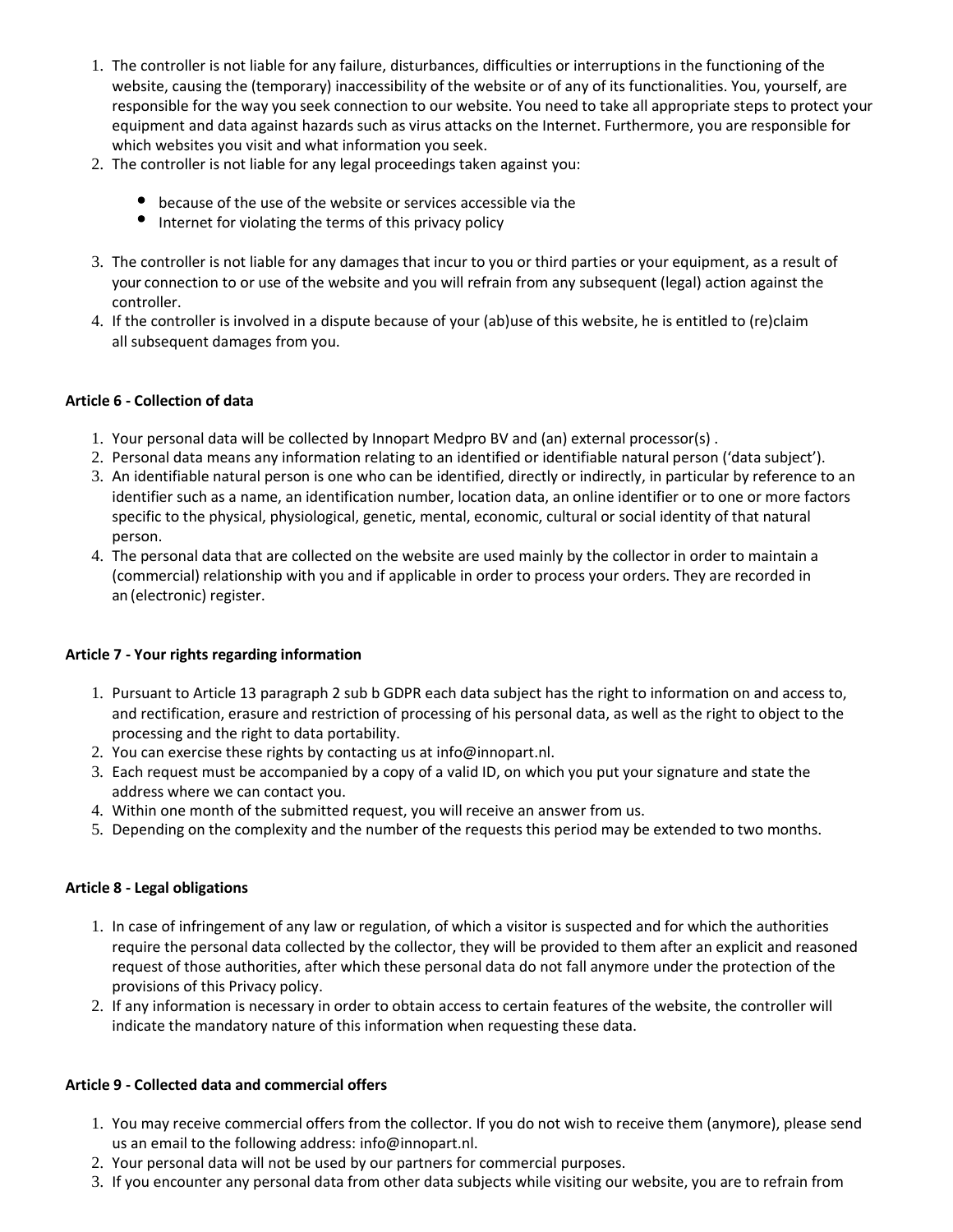1. The controller is not liable for any failure, disturbances, difficulties or interruptions in the functioning of the website, causing the (temporary) inaccessibility of the website or of any of its functionalities. You, yourself, are responsible for the way you seek connection to our website. You need to take all appropriate steps to protect your equipment and data against hazards such as virus attacks on the Internet. Furthermore, you are responsible for which websites you visit and what information you seek.
2. The controller is not liable for any legal proceedings taken against you:
   - because of the use of the website or services accessible via the
   - Internet for violating the terms of this privacy policy
3. The controller is not liable for any damages that incur to you or third parties or your equipment, as a result of your connection to or use of the website and you will refrain from any subsequent (legal) action against the controller.
4. If the controller is involved in a dispute because of your (ab)use of this website, he is entitled to (re)claim all subsequent damages from you.

**Article 6 - Collection of data**

1. Your personal data will be collected by Innopart Medpro BV and (an) external processor(s) .
2. Personal data means any information relating to an identified or identifiable natural person ('data subject').
3. An identifiable natural person is one who can be identified, directly or indirectly, in particular by reference to an identifier such as a name, an identification number, location data, an online identifier or to one or more factors specific to the physical, physiological, genetic, mental, economic, cultural or social identity of that natural person.
4. The personal data that are collected on the website are used mainly by the collector in order to maintain a (commercial) relationship with you and if applicable in order to process your orders. They are recorded in an (electronic) register.

**Article 7 - Your rights regarding information**

1. Pursuant to Article 13 paragraph 2 sub b GDPR each data subject has the right to information on and access to, and rectification, erasure and restriction of processing of his personal data, as well as the right to object to the processing and the right to data portability.
2. You can exercise these rights by contacting us at info@innopart.nl.
3. Each request must be accompanied by a copy of a valid ID, on which you put your signature and state the address where we can contact you.
4. Within one month of the submitted request, you will receive an answer from us.
5. Depending on the complexity and the number of the requests this period may be extended to two months.

**Article 8 - Legal obligations**

1. In case of infringement of any law or regulation, of which a visitor is suspected and for which the authorities require the personal data collected by the collector, they will be provided to them after an explicit and reasoned request of those authorities, after which these personal data do not fall anymore under the protection of the provisions of this Privacy policy.
2. If any information is necessary in order to obtain access to certain features of the website, the controller will indicate the mandatory nature of this information when requesting these data.

**Article 9 - Collected data and commercial offers**

1. You may receive commercial offers from the collector. If you do not wish to receive them (anymore), please send us an email to the following address: info@innopart.nl.
2. Your personal data will not be used by our partners for commercial purposes.
3. If you encounter any personal data from other data subjects while visiting our website, you are to refrain from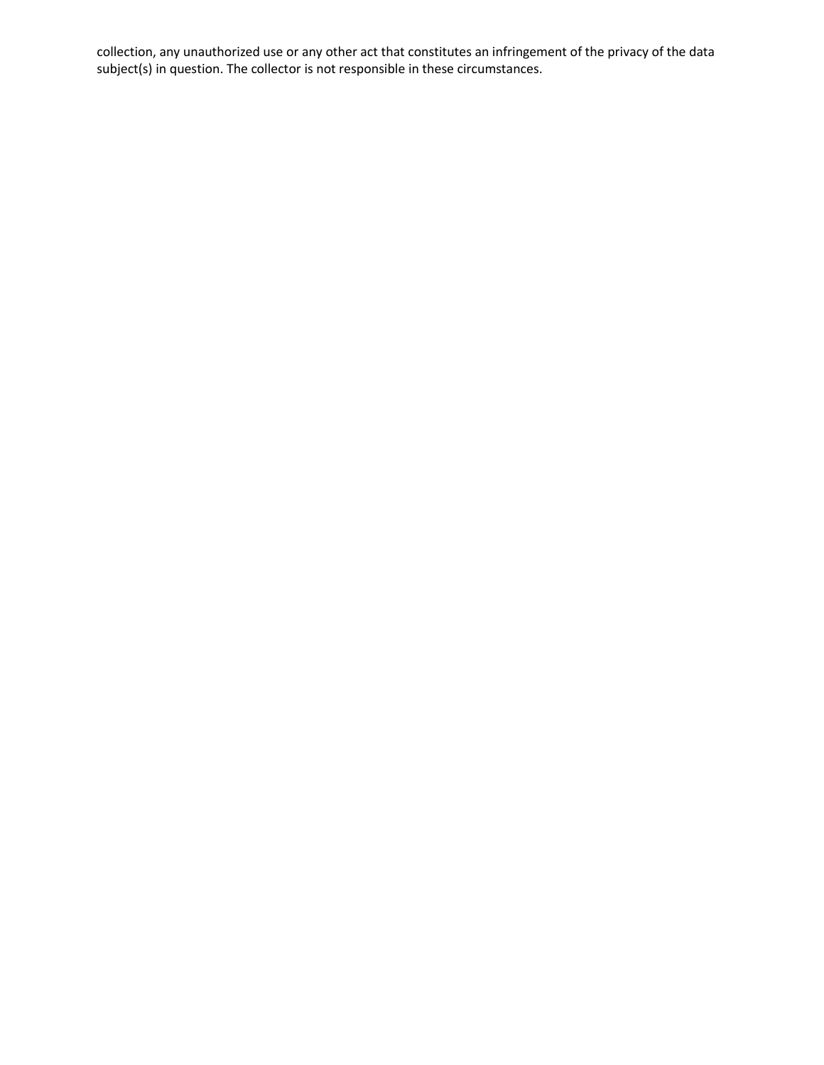collection, any unauthorized use or any other act that constitutes an infringement of the privacy of the data subject(s) in question. The collector is not responsible in these circumstances.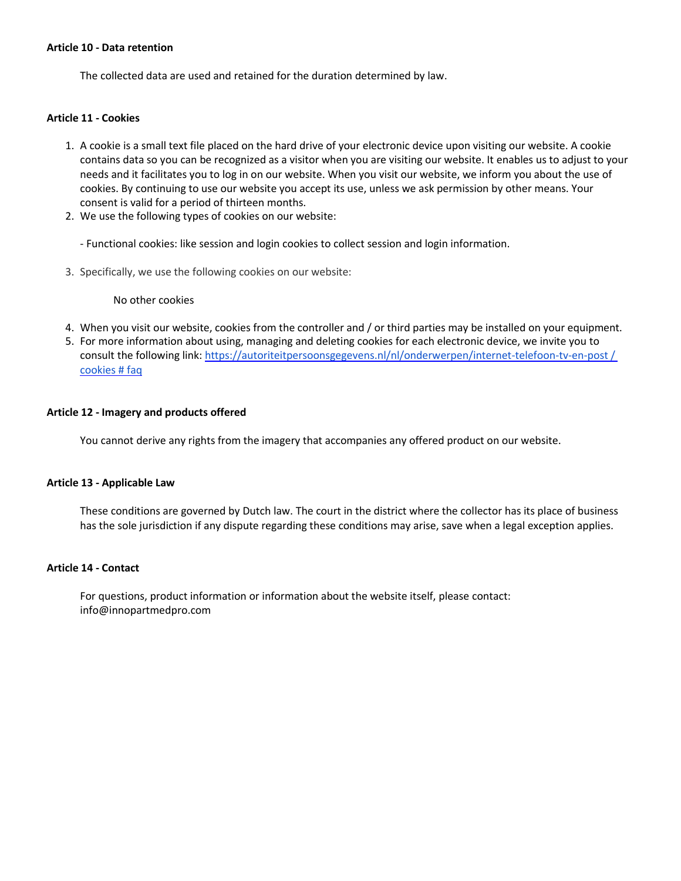**Article 10 - Data retention**

The collected data are used and retained for the duration determined by law.

**Article 11 - Cookies**

1. A cookie is a small text file placed on the hard drive of your electronic device upon visiting our website. A cookie contains data so you can be recognized as a visitor when you are visiting our website. It enables us to adjust to your needs and it facilitates you to log in on our website. When you visit our website, we inform you about the use of cookies. By continuing to use our website you accept its use, unless we ask permission by other means. Your consent is valid for a period of thirteen months.
2. We use the following types of cookies on our website:

   - Functional cookies: like session and login cookies to collect session and login information.

3. Specifically, we use the following cookies on our website:

   No other cookies

4. When you visit our website, cookies from the controller and / or third parties may be installed on your equipment.
5. For more information about using, managing and deleting cookies for each electronic device, we invite you to consult the following link: https://autoriteitpersoonsgegevens.nl/nl/onderwerpen/internet-telefoon-tv-en-post / cookies # faq

**Article 12 - Imagery and products offered**

You cannot derive any rights from the imagery that accompanies any offered product on our website.

**Article 13 - Applicable Law**

These conditions are governed by Dutch law. The court in the district where the collector has its place of business has the sole jurisdiction if any dispute regarding these conditions may arise, save when a legal exception applies.

**Article 14 - Contact**

For questions, product information or information about the website itself, please contact:
info@innopartmedpro.com